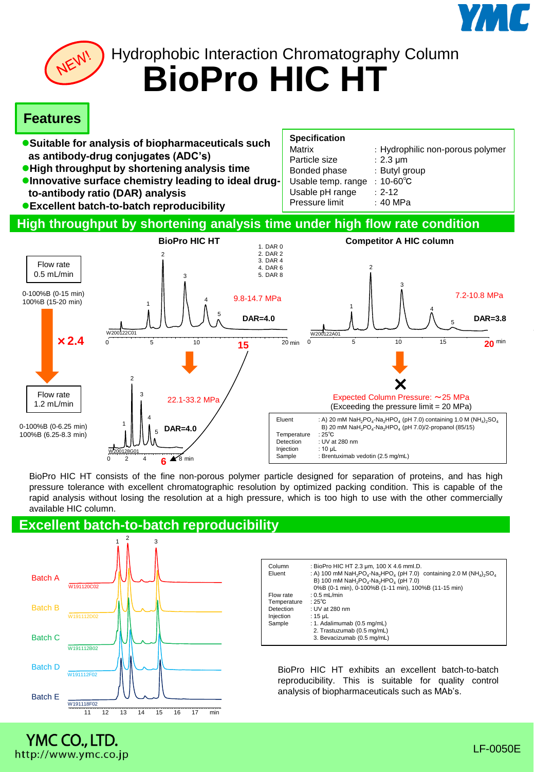NEW!

Hydrophobic Interaction Chromatography Column

# BioPro HIC HT

## Features

- **Suitable for analysis of biopharmaceuticals such as antibody-drug conjugates (ADC's)**
- **High throughput by shortening analysis time**
- **Innovative surface chemistry leading to ideal drug-to-antibody ratio (DAR) analysis**
- **Excellent batch-to-batch reproducibility**

| Specification | |
|---|---|
| Matrix | : Hydrophilic non-porous polymer |
| Particle size | : 2.3 μm |
| Bonded phase | : Butyl group |
| Usable temp. range | : 10-60℃ |
| Usable pH range | : 2-12 |
| Pressure limit | : 40 MPa |

## High throughput by shortening analysis time under high flow rate condition

BioPro HIC HT

Flow rate 0.5 mL/min
0-100%B (0-15 min)
100%B (15-20 min)

1. DAR 0
2. DAR 2
3. DAR 4
4. DAR 6
5. DAR 8

9.8-14.7 MPa
DAR=4.0

×2.4

Flow rate 1.2 mL/min
0-100%B (0-6.25 min)
100%B (6.25-8.3 min)

22.1-33.2 MPa
DAR=4.0

Competitor A HIC column

7.2-10.8 MPa
DAR=3.8

Expected Column Pressure: ～25 MPa
(Exceeding the pressure limit = 20 MPa)

| | |
|---|---|
| Eluent | : A) 20 mM $NaH_2PO_4$-$Na_2HPO_4$ (pH 7.0) containing 1.0 M $(NH_4)_2SO_4$ |
| | B) 20 mM $NaH_2PO_4$-$Na_2HPO_4$ (pH 7.0)/2-propanol (85/15) |
| Temperature | : 25℃ |
| Detection | : UV at 280 nm |
| Injection | : 10 μL |
| Sample | : Brentuximab vedotin (2.5 mg/mL) |

BioPro HIC HT consists of the fine non-porous polymer particle designed for separation of proteins, and has high pressure tolerance with excellent chromatographic resolution by optimized packing condition. This is capable of the rapid analysis without losing the resolution at a high pressure, which is too high to use with the other commercially available HIC column.

## Excellent batch-to-batch reproducibility

Batch A, Batch B, Batch C, Batch D, Batch E

| | |
|---|---|
| Column | : BioPro HIC HT 2.3 μm, 100 X 4.6 mmI.D. |
| Eluent | : A) 100 mM $NaH_2PO_4$-$Na_2HPO_4$ (pH 7.0) containing 2.0 M $(NH_4)_2SO_4$ |
| | B) 100 mM $NaH_2PO_4$-$Na_2HPO_4$ (pH 7.0) |
| | 0%B (0-1 min), 0-100%B (1-11 min), 100%B (11-15 min) |
| Flow rate | : 0.5 mL/min |
| Temperature | : 25℃ |
| Detection | : UV at 280 nm |
| Injection | : 15 μL |
| Sample | : 1. Adalimumab (0.5 mg/mL) |
| | 2. Trastuzumab (0.5 mg/mL) |
| | 3. Bevacizumab (0.5 mg/mL) |

BioPro HIC HT exhibits an excellent batch-to-batch reproducibility. This is suitable for quality control analysis of biopharmaceuticals such as MAb's.

YMC CO., LTD.
http://www.ymc.co.jp

LF-0050E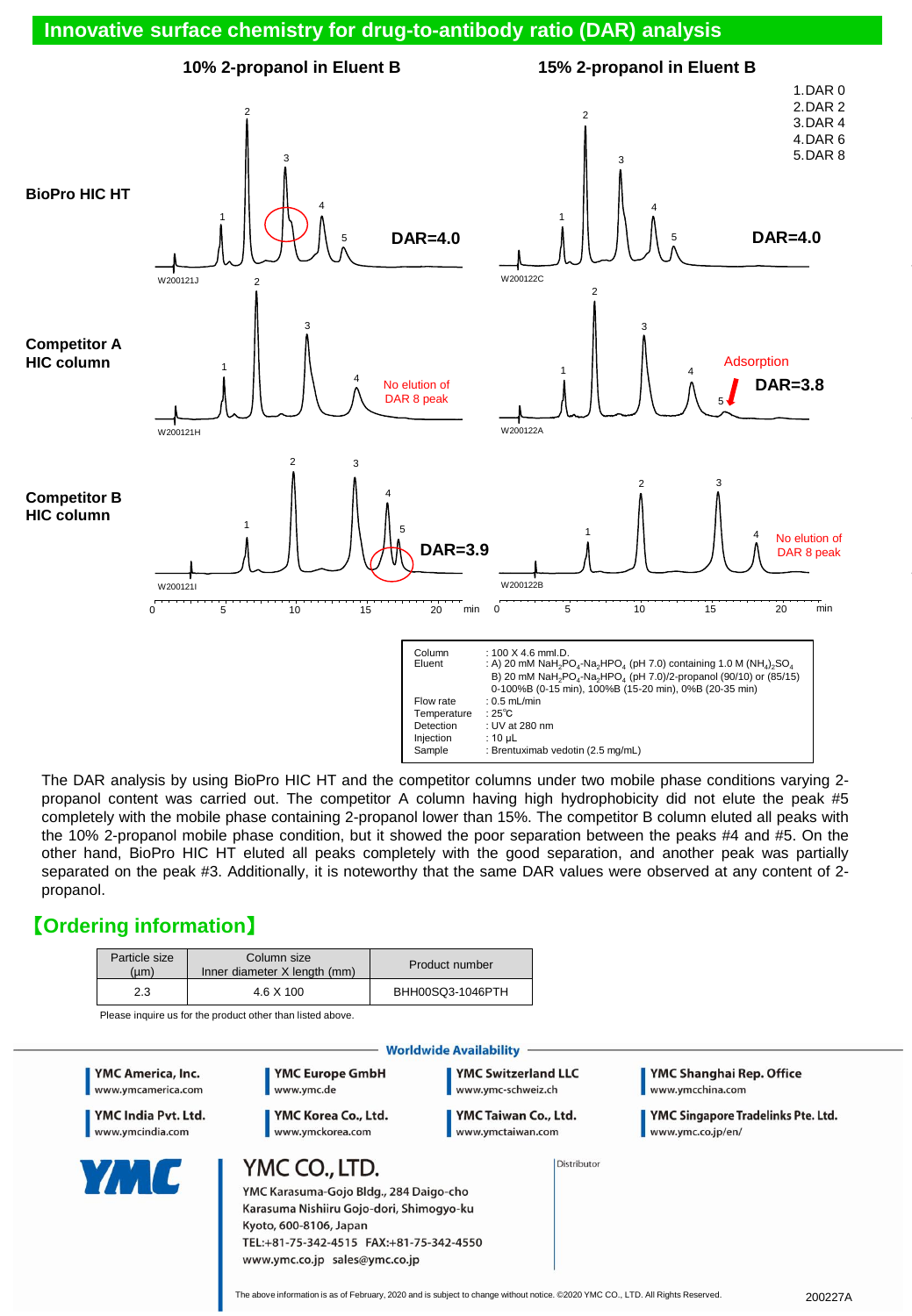## Innovative surface chemistry for drug-to-antibody ratio (DAR) analysis

10% 2-propanol in Eluent B

15% 2-propanol in Eluent B

1. DAR 0
2. DAR 2
3. DAR 4
4. DAR 6
5. DAR 8

**BioPro HIC HT**

DAR=4.0

DAR=4.0

W200121J

W200122C

**Competitor A HIC column**

No elution of DAR 8 peak

Adsorption

DAR=3.8

W200121H

W200122A

**Competitor B HIC column**

DAR=3.9

No elution of DAR 8 peak

W200121I

W200122B

0 5 10 15 20 min

| | |
|---|---|
| Column | : 100 X 4.6 mmI.D. |
| Eluent | : A) 20 mM $NaH_2PO_4$-$Na_2HPO_4$ (pH 7.0) containing 1.0 M $(NH_4)_2SO_4$ |
| | B) 20 mM $NaH_2PO_4$-$Na_2HPO_4$ (pH 7.0)/2-propanol (90/10) or (85/15) |
| | 0-100%B (0-15 min), 100%B (15-20 min), 0%B (20-35 min) |
| Flow rate | : 0.5 mL/min |
| Temperature | : 25℃ |
| Detection | : UV at 280 nm |
| Injection | : 10 μL |
| Sample | : Brentuximab vedotin (2.5 mg/mL) |

The DAR analysis by using BioPro HIC HT and the competitor columns under two mobile phase conditions varying 2-propanol content was carried out. The competitor A column having high hydrophobicity did not elute the peak #5 completely with the mobile phase containing 2-propanol lower than 15%. The competitor B column eluted all peaks with the 10% 2-propanol mobile phase condition, but it showed the poor separation between the peaks #4 and #5. On the other hand, BioPro HIC HT eluted all peaks completely with the good separation, and another peak was partially separated on the peak #3. Additionally, it is noteworthy that the same DAR values were observed at any content of 2-propanol.

## 【Ordering information】

| Particle size (μm) | Column size Inner diameter X length (mm) | Product number |
|---|---|---|
| 2.3 | 4.6 X 100 | BHH00SQ3-1046PTH |

Please inquire us for the product other than listed above.

**Worldwide Availability**

**YMC America, Inc.**
www.ymcamerica.com

**YMC Europe GmbH**
www.ymc.de

**YMC Switzerland LLC**
www.ymc-schweiz.ch

**YMC Shanghai Rep. Office**
www.ymcchina.com

**YMC India Pvt. Ltd.**
www.ymcindia.com

**YMC Korea Co., Ltd.**
www.ymckorea.com

**YMC Taiwan Co., Ltd.**
www.ymctaiwan.com

**YMC Singapore Tradelinks Pte. Ltd.**
www.ymc.co.jp/en/

YMC

**YMC CO., LTD.**
YMC Karasuma-Gojo Bldg., 284 Daigo-cho
Karasuma Nishiiru Gojo-dori, Shimogyo-ku
Kyoto, 600-8106, Japan
TEL:+81-75-342-4515 FAX:+81-75-342-4550
www.ymc.co.jp sales@ymc.co.jp

Distributor

The above information is as of February, 2020 and is subject to change without notice. ©2020 YMC CO., LTD. All Rights Reserved.

200227A